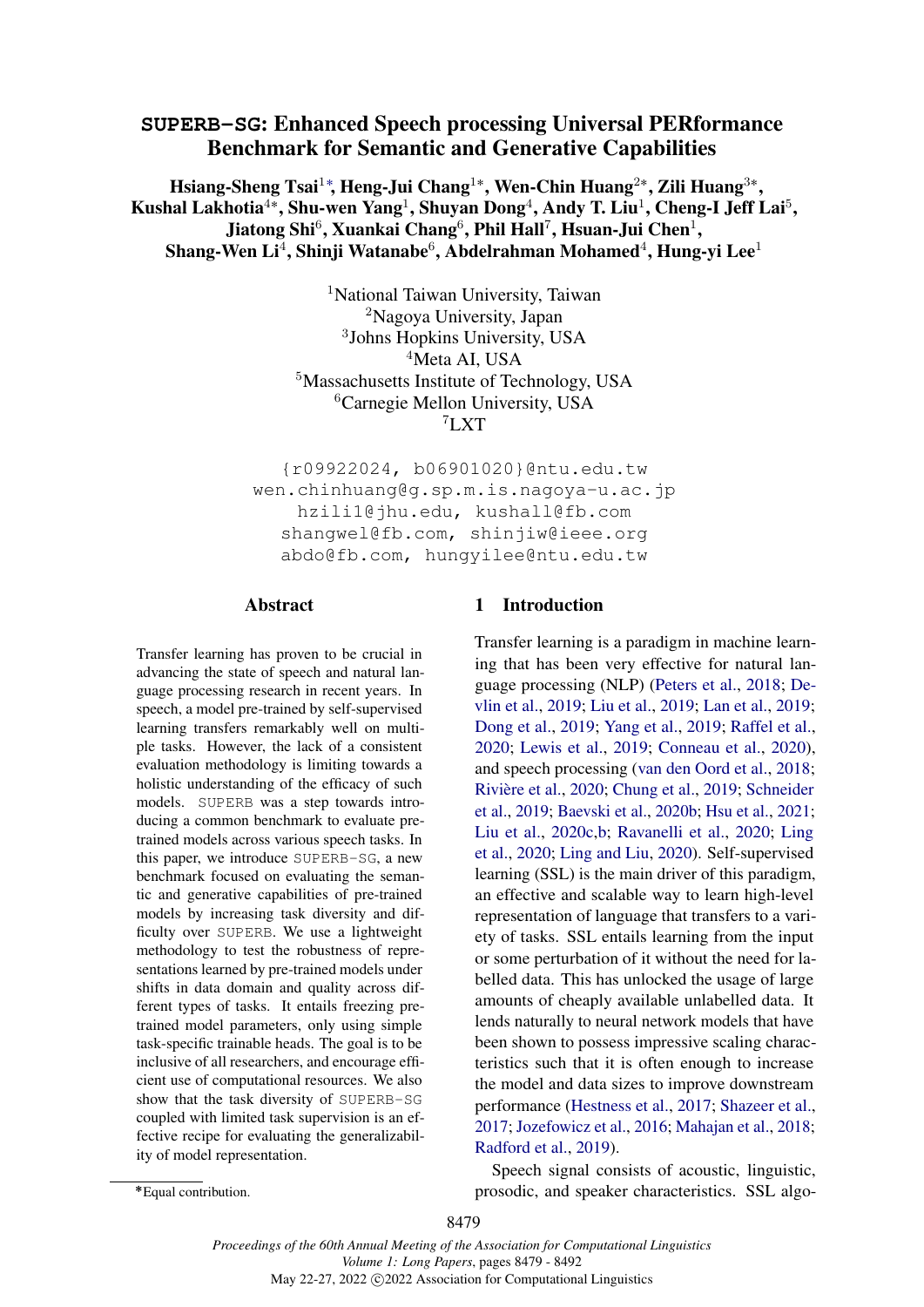# SUPERB-SG: Enhanced Speech processing Universal PERformance Benchmark for Semantic and Generative Capabilities

**Hsiang-Sheng Tsai[1*], Heng-Jui Chang[1*], Wen-Chin Huang[2*], Zili Huang[3*], Kushal Lakhotia[4*], Shu-wen Yang[1], Shuyan Dong[4], Andy T. Liu[1], Cheng-I Jeff Lai[5], Jiatong Shi[6], Xuankai Chang[6], Phil Hall[7], Hsuan-Jui Chen[1], Shang-Wen Li[4], Shinji Watanabe[6], Abdelrahman Mohamed[4], Hung-yi Lee[1]**

[1]National Taiwan University, Taiwan
[2]Nagoya University, Japan
[3]Johns Hopkins University, USA
[4]Meta AI, USA
[5]Massachusetts Institute of Technology, USA
[6]Carnegie Mellon University, USA
[7]LXT

{r09922024, b06901020}@ntu.edu.tw
wen.chinhuang@g.sp.m.is.nagoya-u.ac.jp
hzili1@jhu.edu, kushall@fb.com
shangwel@fb.com, shinjiw@ieee.org
abdo@fb.com, hungyilee@ntu.edu.tw

## Abstract

Transfer learning has proven to be crucial in advancing the state of speech and natural language processing research in recent years. In speech, a model pre-trained by self-supervised learning transfers remarkably well on multiple tasks. However, the lack of a consistent evaluation methodology is limiting towards a holistic understanding of the efficacy of such models. SUPERB was a step towards introducing a common benchmark to evaluate pre-trained models across various speech tasks. In this paper, we introduce SUPERB-SG, a new benchmark focused on evaluating the semantic and generative capabilities of pre-trained models by increasing task diversity and difficulty over SUPERB. We use a lightweight methodology to test the robustness of representations learned by pre-trained models under shifts in data domain and quality across different types of tasks. It entails freezing pre-trained model parameters, only using simple task-specific trainable heads. The goal is to be inclusive of all researchers, and encourage efficient use of computational resources. We also show that the task diversity of SUPERB-SG coupled with limited task supervision is an effective recipe for evaluating the generalizability of model representation.

## 1 Introduction

Transfer learning is a paradigm in machine learning that has been very effective for natural language processing (NLP) (Peters et al., 2018; Devlin et al., 2019; Liu et al., 2019; Lan et al., 2019; Dong et al., 2019; Yang et al., 2019; Raffel et al., 2020; Lewis et al., 2019; Conneau et al., 2020), and speech processing (van den Oord et al., 2018; Rivière et al., 2020; Chung et al., 2019; Schneider et al., 2019; Baevski et al., 2020b; Hsu et al., 2021; Liu et al., 2020c,b; Ravanelli et al., 2020; Ling et al., 2020; Ling and Liu, 2020). Self-supervised learning (SSL) is the main driver of this paradigm, an effective and scalable way to learn high-level representation of language that transfers to a variety of tasks. SSL entails learning from the input or some perturbation of it without the need for labelled data. This has unlocked the usage of large amounts of cheaply available unlabelled data. It lends naturally to neural network models that have been shown to possess impressive scaling characteristics such that it is often enough to increase the model and data sizes to improve downstream performance (Hestness et al., 2017; Shazeer et al., 2017; Jozefowicz et al., 2016; Mahajan et al., 2018; Radford et al., 2019).

Speech signal consists of acoustic, linguistic, prosodic, and speaker characteristics. SSL algo-

*Equal contribution.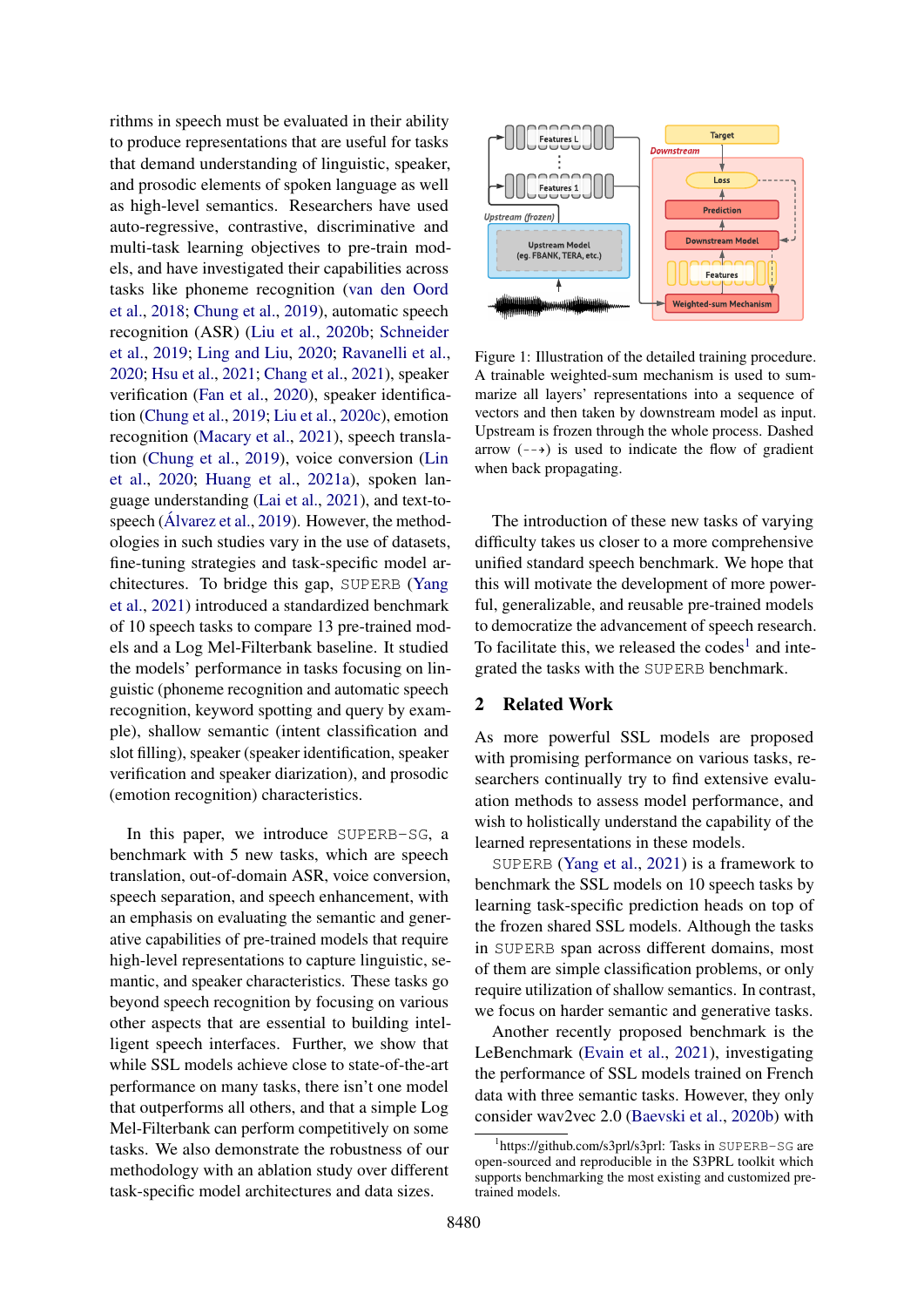rithms in speech must be evaluated in their ability to produce representations that are useful for tasks that demand understanding of linguistic, speaker, and prosodic elements of spoken language as well as high-level semantics. Researchers have used auto-regressive, contrastive, discriminative and multi-task learning objectives to pre-train models, and have investigated their capabilities across tasks like phoneme recognition (van den Oord et al., 2018; Chung et al., 2019), automatic speech recognition (ASR) (Liu et al., 2020b; Schneider et al., 2019; Ling and Liu, 2020; Ravanelli et al., 2020; Hsu et al., 2021; Chang et al., 2021), speaker verification (Fan et al., 2020), speaker identification (Chung et al., 2019; Liu et al., 2020c), emotion recognition (Macary et al., 2021), speech translation (Chung et al., 2019), voice conversion (Lin et al., 2020; Huang et al., 2021a), spoken language understanding (Lai et al., 2021), and text-to-speech (Álvarez et al., 2019). However, the methodologies in such studies vary in the use of datasets, fine-tuning strategies and task-specific model architectures. To bridge this gap, SUPERB (Yang et al., 2021) introduced a standardized benchmark of 10 speech tasks to compare 13 pre-trained models and a Log Mel-Filterbank baseline. It studied the models' performance in tasks focusing on linguistic (phoneme recognition and automatic speech recognition, keyword spotting and query by example), shallow semantic (intent classification and slot filling), speaker (speaker identification, speaker verification and speaker diarization), and prosodic (emotion recognition) characteristics.

In this paper, we introduce SUPERB-SG, a benchmark with 5 new tasks, which are speech translation, out-of-domain ASR, voice conversion, speech separation, and speech enhancement, with an emphasis on evaluating the semantic and generative capabilities of pre-trained models that require high-level representations to capture linguistic, semantic, and speaker characteristics. These tasks go beyond speech recognition by focusing on various other aspects that are essential to building intelligent speech interfaces. Further, we show that while SSL models achieve close to state-of-the-art performance on many tasks, there isn't one model that outperforms all others, and that a simple Log Mel-Filterbank can perform competitively on some tasks. We also demonstrate the robustness of our methodology with an ablation study over different task-specific model architectures and data sizes.

Figure 1: Illustration of the detailed training procedure. A trainable weighted-sum mechanism is used to summarize all layers' representations into a sequence of vectors and then taken by downstream model as input. Upstream is frozen through the whole process. Dashed arrow (- - ->) is used to indicate the flow of gradient when back propagating.

The introduction of these new tasks of varying difficulty takes us closer to a more comprehensive unified standard speech benchmark. We hope that this will motivate the development of more powerful, generalizable, and reusable pre-trained models to democratize the advancement of speech research. To facilitate this, we released the codes[1] and integrated the tasks with the SUPERB benchmark.

## 2 Related Work

As more powerful SSL models are proposed with promising performance on various tasks, researchers continually try to find extensive evaluation methods to assess model performance, and wish to holistically understand the capability of the learned representations in these models.

SUPERB (Yang et al., 2021) is a framework to benchmark the SSL models on 10 speech tasks by learning task-specific prediction heads on top of the frozen shared SSL models. Although the tasks in SUPERB span across different domains, most of them are simple classification problems, or only require utilization of shallow semantics. In contrast, we focus on harder semantic and generative tasks.

Another recently proposed benchmark is the LeBenchmark (Evain et al., 2021), investigating the performance of SSL models trained on French data with three semantic tasks. However, they only consider wav2vec 2.0 (Baevski et al., 2020b) with

[1] https://github.com/s3prl/s3prl: Tasks in SUPERB-SG are open-sourced and reproducible in the S3PRL toolkit which supports benchmarking the most existing and customized pre-trained models.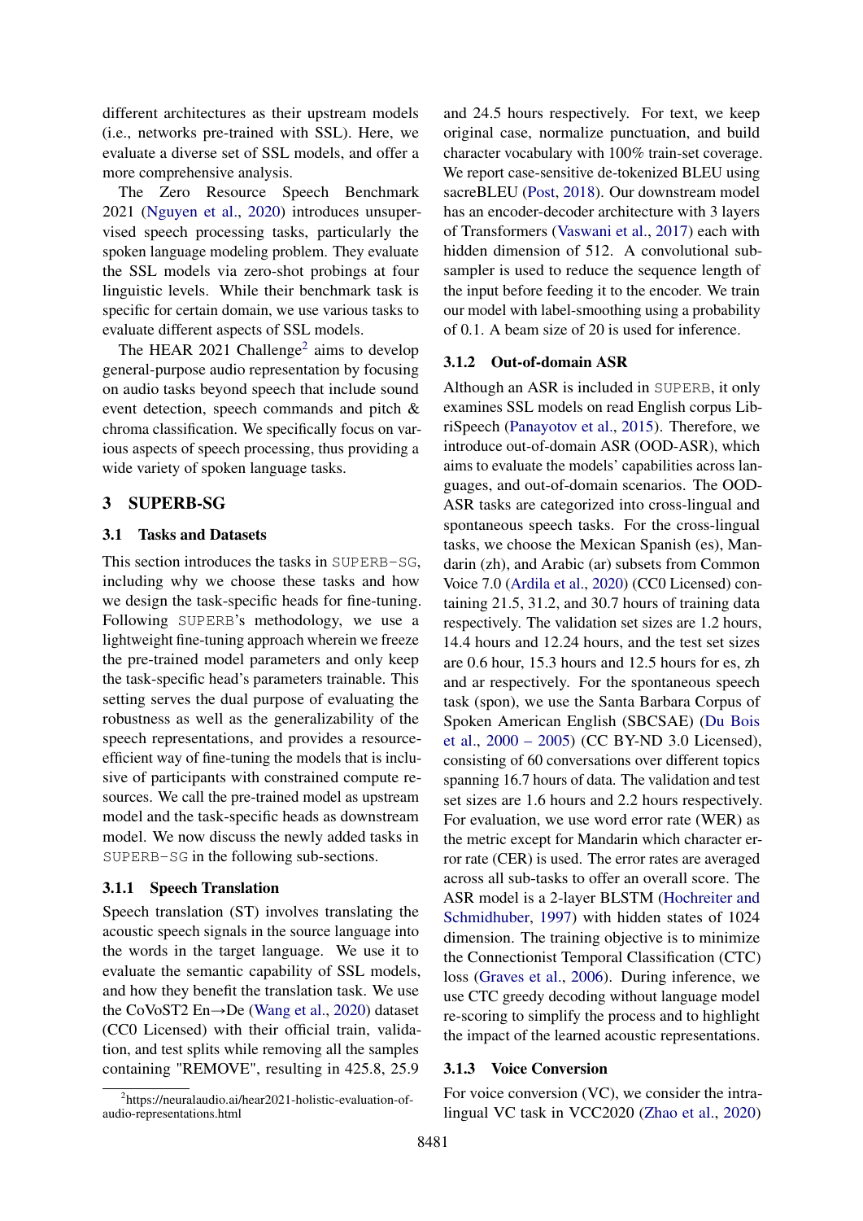different architectures as their upstream models (i.e., networks pre-trained with SSL). Here, we evaluate a diverse set of SSL models, and offer a more comprehensive analysis.

The Zero Resource Speech Benchmark 2021 (Nguyen et al., 2020) introduces unsupervised speech processing tasks, particularly the spoken language modeling problem. They evaluate the SSL models via zero-shot probings at four linguistic levels. While their benchmark task is specific for certain domain, we use various tasks to evaluate different aspects of SSL models.

The HEAR 2021 Challenge[2] aims to develop general-purpose audio representation by focusing on audio tasks beyond speech that include sound event detection, speech commands and pitch & chroma classification. We specifically focus on various aspects of speech processing, thus providing a wide variety of spoken language tasks.

# 3 SUPERB-SG

## 3.1 Tasks and Datasets

This section introduces the tasks in SUPERB-SG, including why we choose these tasks and how we design the task-specific heads for fine-tuning. Following SUPERB's methodology, we use a lightweight fine-tuning approach wherein we freeze the pre-trained model parameters and only keep the task-specific head's parameters trainable. This setting serves the dual purpose of evaluating the robustness as well as the generalizability of the speech representations, and provides a resource-efficient way of fine-tuning the models that is inclusive of participants with constrained compute resources. We call the pre-trained model as upstream model and the task-specific heads as downstream model. We now discuss the newly added tasks in SUPERB-SG in the following sub-sections.

### 3.1.1 Speech Translation

Speech translation (ST) involves translating the acoustic speech signals in the source language into the words in the target language. We use it to evaluate the semantic capability of SSL models, and how they benefit the translation task. We use the CoVoST2 En→De (Wang et al., 2020) dataset (CC0 Licensed) with their official train, validation, and test splits while removing all the samples containing "REMOVE", resulting in 425.8, 25.9 and 24.5 hours respectively. For text, we keep original case, normalize punctuation, and build character vocabulary with 100% train-set coverage. We report case-sensitive de-tokenized BLEU using sacreBLEU (Post, 2018). Our downstream model has an encoder-decoder architecture with 3 layers of Transformers (Vaswani et al., 2017) each with hidden dimension of 512. A convolutional sub-sampler is used to reduce the sequence length of the input before feeding it to the encoder. We train our model with label-smoothing using a probability of 0.1. A beam size of 20 is used for inference.

### 3.1.2 Out-of-domain ASR

Although an ASR is included in SUPERB, it only examines SSL models on read English corpus LibriSpeech (Panayotov et al., 2015). Therefore, we introduce out-of-domain ASR (OOD-ASR), which aims to evaluate the models' capabilities across languages, and out-of-domain scenarios. The OOD-ASR tasks are categorized into cross-lingual and spontaneous speech tasks. For the cross-lingual tasks, we choose the Mexican Spanish (es), Mandarin (zh), and Arabic (ar) subsets from Common Voice 7.0 (Ardila et al., 2020) (CC0 Licensed) containing 21.5, 31.2, and 30.7 hours of training data respectively. The validation set sizes are 1.2 hours, 14.4 hours and 12.24 hours, and the test set sizes are 0.6 hour, 15.3 hours and 12.5 hours for es, zh and ar respectively. For the spontaneous speech task (spon), we use the Santa Barbara Corpus of Spoken American English (SBCSAE) (Du Bois et al., 2000 – 2005) (CC BY-ND 3.0 Licensed), consisting of 60 conversations over different topics spanning 16.7 hours of data. The validation and test set sizes are 1.6 hours and 2.2 hours respectively. For evaluation, we use word error rate (WER) as the metric except for Mandarin which character error rate (CER) is used. The error rates are averaged across all sub-tasks to offer an overall score. The ASR model is a 2-layer BLSTM (Hochreiter and Schmidhuber, 1997) with hidden states of 1024 dimension. The training objective is to minimize the Connectionist Temporal Classification (CTC) loss (Graves et al., 2006). During inference, we use CTC greedy decoding without language model re-scoring to simplify the process and to highlight the impact of the learned acoustic representations.

### 3.1.3 Voice Conversion

For voice conversion (VC), we consider the intra-lingual VC task in VCC2020 (Zhao et al., 2020)

[2]https://neuralaudio.ai/hear2021-holistic-evaluation-of-audio-representations.html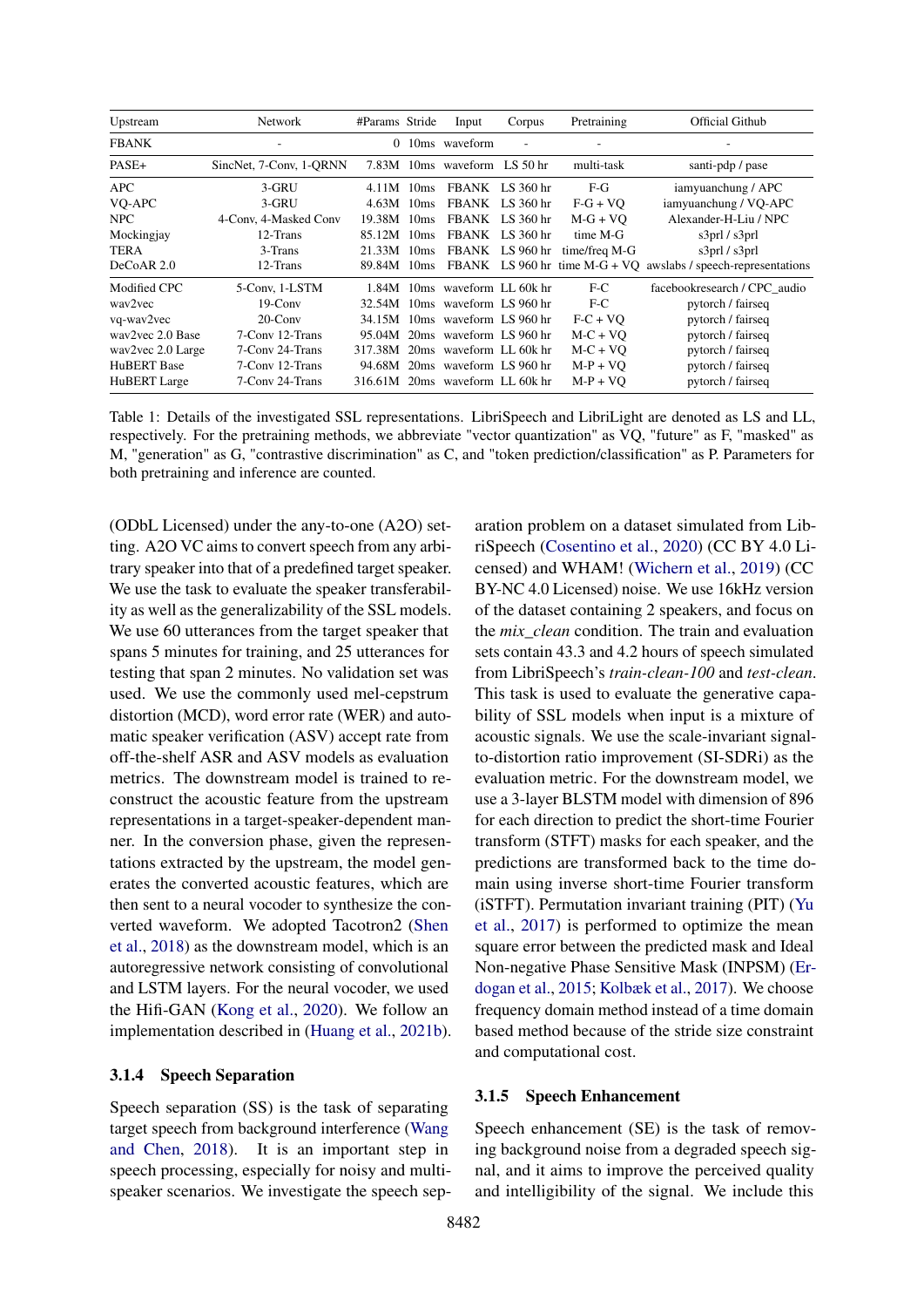| Upstream | Network | #Params | Stride | Input | Corpus | Pretraining | Official Github |
|---|---|---|---|---|---|---|---|
| FBANK | - | 0 | 10ms | waveform | - | - | - |
| PASE+ | SincNet, 7-Conv, 1-QRNN | 7.83M | 10ms | waveform | LS 50 hr | multi-task | santi-pdp / pase |
| APC | 3-GRU | 4.11M | 10ms | FBANK | LS 360 hr | F-G | iamyuanchung / APC |
| VQ-APC | 3-GRU | 4.63M | 10ms | FBANK | LS 360 hr | F-G + VQ | iamyuanchung / VQ-APC |
| NPC | 4-Conv, 4-Masked Conv | 19.38M | 10ms | FBANK | LS 360 hr | M-G + VQ | Alexander-H-Liu / NPC |
| Mockingjay | 12-Trans | 85.12M | 10ms | FBANK | LS 360 hr | time M-G | s3prl / s3prl |
| TERA | 3-Trans | 21.33M | 10ms | FBANK | LS 960 hr | time/freq M-G | s3prl / s3prl |
| DeCoAR 2.0 | 12-Trans | 89.84M | 10ms | FBANK | LS 960 hr | time M-G + VQ | awslabs / speech-representations |
| Modified CPC | 5-Conv, 1-LSTM | 1.84M | 10ms | waveform | LL 60k hr | F-C | facebookresearch / CPC_audio |
| wav2vec | 19-Conv | 32.54M | 10ms | waveform | LS 960 hr | F-C | pytorch / fairseq |
| vq-wav2vec | 20-Conv | 34.15M | 10ms | waveform | LS 960 hr | F-C + VQ | pytorch / fairseq |
| wav2vec 2.0 Base | 7-Conv 12-Trans | 95.04M | 20ms | waveform | LS 960 hr | M-C + VQ | pytorch / fairseq |
| wav2vec 2.0 Large | 7-Conv 24-Trans | 317.38M | 20ms | waveform | LL 60k hr | M-C + VQ | pytorch / fairseq |
| HuBERT Base | 7-Conv 12-Trans | 94.68M | 20ms | waveform | LS 960 hr | M-P + VQ | pytorch / fairseq |
| HuBERT Large | 7-Conv 24-Trans | 316.61M | 20ms | waveform | LL 60k hr | M-P + VQ | pytorch / fairseq |

Table 1: Details of the investigated SSL representations. LibriSpeech and LibriLight are denoted as LS and LL, respectively. For the pretraining methods, we abbreviate "vector quantization" as VQ, "future" as F, "masked" as M, "generation" as G, "contrastive discrimination" as C, and "token prediction/classification" as P. Parameters for both pretraining and inference are counted.

(ODbL Licensed) under the any-to-one (A2O) setting. A2O VC aims to convert speech from any arbitrary speaker into that of a predefined target speaker. We use the task to evaluate the speaker transferability as well as the generalizability of the SSL models. We use 60 utterances from the target speaker that spans 5 minutes for training, and 25 utterances for testing that span 2 minutes. No validation set was used. We use the commonly used mel-cepstrum distortion (MCD), word error rate (WER) and automatic speaker verification (ASV) accept rate from off-the-shelf ASR and ASV models as evaluation metrics. The downstream model is trained to reconstruct the acoustic feature from the upstream representations in a target-speaker-dependent manner. In the conversion phase, given the representations extracted by the upstream, the model generates the converted acoustic features, which are then sent to a neural vocoder to synthesize the converted waveform. We adopted Tacotron2 (Shen et al., 2018) as the downstream model, which is an autoregressive network consisting of convolutional and LSTM layers. For the neural vocoder, we used the Hifi-GAN (Kong et al., 2020). We follow an implementation described in (Huang et al., 2021b).

### 3.1.4 Speech Separation

Speech separation (SS) is the task of separating target speech from background interference (Wang and Chen, 2018). It is an important step in speech processing, especially for noisy and multi-speaker scenarios. We investigate the speech separation problem on a dataset simulated from LibriSpeech (Cosentino et al., 2020) (CC BY 4.0 Licensed) and WHAM! (Wichern et al., 2019) (CC BY-NC 4.0 Licensed) noise. We use 16kHz version of the dataset containing 2 speakers, and focus on the *mix_clean* condition. The train and evaluation sets contain 43.3 and 4.2 hours of speech simulated from LibriSpeech's *train-clean-100* and *test-clean*. This task is used to evaluate the generative capability of SSL models when input is a mixture of acoustic signals. We use the scale-invariant signal-to-distortion ratio improvement (SI-SDRi) as the evaluation metric. For the downstream model, we use a 3-layer BLSTM model with dimension of 896 for each direction to predict the short-time Fourier transform (STFT) masks for each speaker, and the predictions are transformed back to the time domain using inverse short-time Fourier transform (iSTFT). Permutation invariant training (PIT) (Yu et al., 2017) is performed to optimize the mean square error between the predicted mask and Ideal Non-negative Phase Sensitive Mask (INPSM) (Erdogan et al., 2015; Kolbæk et al., 2017). We choose frequency domain method instead of a time domain based method because of the stride size constraint and computational cost.

### 3.1.5 Speech Enhancement

Speech enhancement (SE) is the task of removing background noise from a degraded speech signal, and it aims to improve the perceived quality and intelligibility of the signal. We include this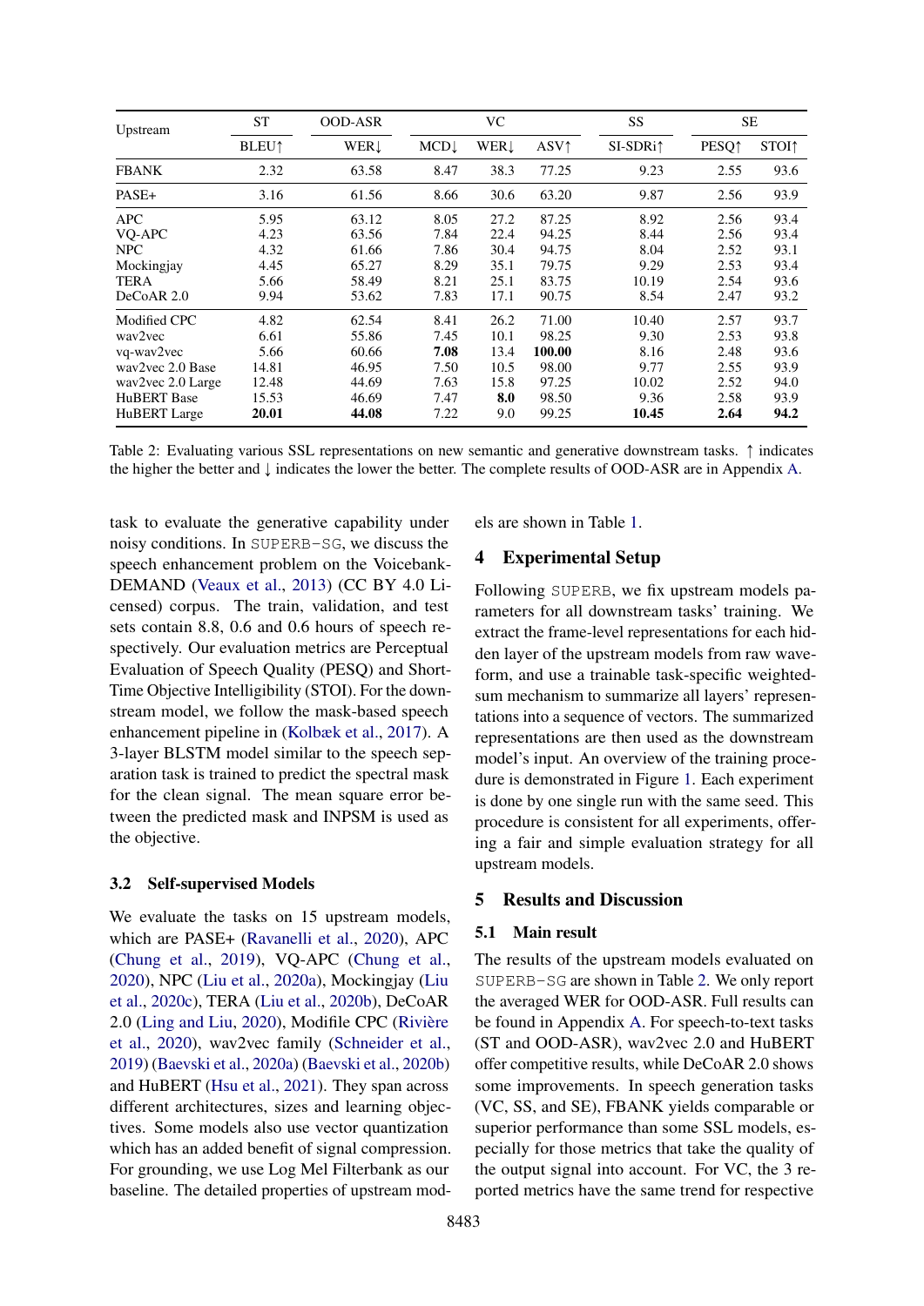| Upstream | ST | OOD-ASR | VC | | | SS | SE | |
|---|---|---|---|---|---|---|---|---|
| | BLEU↑ | WER↓ | MCD↓ | WER↓ | ASV↑ | SI-SDRi↑ | PESQ↑ | STOI↑ |
| FBANK | 2.32 | 63.58 | 8.47 | 38.3 | 77.25 | 9.23 | 2.55 | 93.6 |
| PASE+ | 3.16 | 61.56 | 8.66 | 30.6 | 63.20 | 9.87 | 2.56 | 93.9 |
| APC | 5.95 | 63.12 | 8.05 | 27.2 | 87.25 | 8.92 | 2.56 | 93.4 |
| VQ-APC | 4.23 | 63.56 | 7.84 | 22.4 | 94.25 | 8.44 | 2.56 | 93.4 |
| NPC | 4.32 | 61.66 | 7.86 | 30.4 | 94.75 | 8.04 | 2.52 | 93.1 |
| Mockingjay | 4.45 | 65.27 | 8.29 | 35.1 | 79.75 | 9.29 | 2.53 | 93.4 |
| TERA | 5.66 | 58.49 | 8.21 | 25.1 | 83.75 | 10.19 | 2.54 | 93.6 |
| DeCoAR 2.0 | 9.94 | 53.62 | 7.83 | 17.1 | 90.75 | 8.54 | 2.47 | 93.2 |
| Modified CPC | 4.82 | 62.54 | 8.41 | 26.2 | 71.00 | 10.40 | 2.57 | 93.7 |
| wav2vec | 6.61 | 55.86 | 7.45 | 10.1 | 98.25 | 9.30 | 2.53 | 93.8 |
| vq-wav2vec | 5.66 | 60.66 | **7.08** | 13.4 | **100.00** | 8.16 | 2.48 | 93.6 |
| wav2vec 2.0 Base | 14.81 | 46.95 | 7.50 | 10.5 | 98.00 | 9.77 | 2.55 | 93.9 |
| wav2vec 2.0 Large | 12.48 | 44.69 | 7.63 | 15.8 | 97.25 | 10.02 | 2.52 | 94.0 |
| HuBERT Base | 15.53 | 46.69 | 7.47 | **8.0** | 98.50 | 9.36 | 2.58 | 93.9 |
| HuBERT Large | **20.01** | **44.08** | 7.22 | 9.0 | 99.25 | **10.45** | **2.64** | **94.2** |

Table 2: Evaluating various SSL representations on new semantic and generative downstream tasks. ↑ indicates the higher the better and ↓ indicates the lower the better. The complete results of OOD-ASR are in Appendix A.

task to evaluate the generative capability under noisy conditions. In SUPERB-SG, we discuss the speech enhancement problem on the Voicebank-DEMAND (Veaux et al., 2013) (CC BY 4.0 Licensed) corpus. The train, validation, and test sets contain 8.8, 0.6 and 0.6 hours of speech respectively. Our evaluation metrics are Perceptual Evaluation of Speech Quality (PESQ) and Short-Time Objective Intelligibility (STOI). For the downstream model, we follow the mask-based speech enhancement pipeline in (Kolbæk et al., 2017). A 3-layer BLSTM model similar to the speech separation task is trained to predict the spectral mask for the clean signal. The mean square error between the predicted mask and INPSM is used as the objective.

### 3.2 Self-supervised Models

We evaluate the tasks on 15 upstream models, which are PASE+ (Ravanelli et al., 2020), APC (Chung et al., 2019), VQ-APC (Chung et al., 2020), NPC (Liu et al., 2020a), Mockingjay (Liu et al., 2020c), TERA (Liu et al., 2020b), DeCoAR 2.0 (Ling and Liu, 2020), Modifile CPC (Rivière et al., 2020), wav2vec family (Schneider et al., 2019) (Baevski et al., 2020a) (Baevski et al., 2020b) and HuBERT (Hsu et al., 2021). They span across different architectures, sizes and learning objectives. Some models also use vector quantization which has an added benefit of signal compression. For grounding, we use Log Mel Filterbank as our baseline. The detailed properties of upstream models are shown in Table 1.

## 4 Experimental Setup

Following SUPERB, we fix upstream models parameters for all downstream tasks' training. We extract the frame-level representations for each hidden layer of the upstream models from raw waveform, and use a trainable task-specific weighted-sum mechanism to summarize all layers' representations into a sequence of vectors. The summarized representations are then used as the downstream model's input. An overview of the training procedure is demonstrated in Figure 1. Each experiment is done by one single run with the same seed. This procedure is consistent for all experiments, offering a fair and simple evaluation strategy for all upstream models.

## 5 Results and Discussion

### 5.1 Main result

The results of the upstream models evaluated on SUPERB-SG are shown in Table 2. We only report the averaged WER for OOD-ASR. Full results can be found in Appendix A. For speech-to-text tasks (ST and OOD-ASR), wav2vec 2.0 and HuBERT offer competitive results, while DeCoAR 2.0 shows some improvements. In speech generation tasks (VC, SS, and SE), FBANK yields comparable or superior performance than some SSL models, especially for those metrics that take the quality of the output signal into account. For VC, the 3 reported metrics have the same trend for respective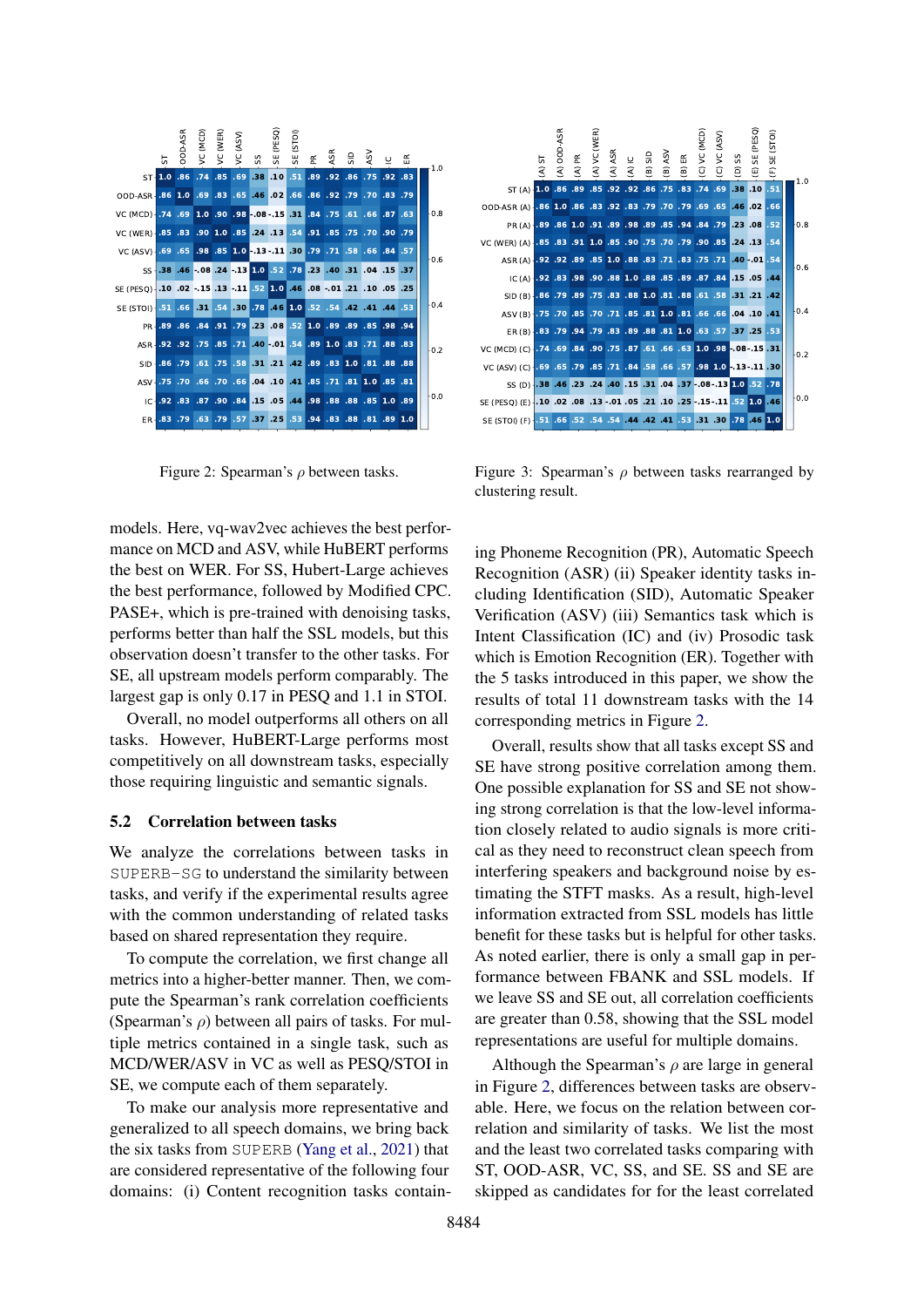Figure 2: Spearman's $\rho$ between tasks.

Figure 3: Spearman's $\rho$ between tasks rearranged by clustering result.

models. Here, vq-wav2vec achieves the best performance on MCD and ASV, while HuBERT performs the best on WER. For SS, Hubert-Large achieves the best performance, followed by Modified CPC. PASE+, which is pre-trained with denoising tasks, performs better than half the SSL models, but this observation doesn't transfer to the other tasks. For SE, all upstream models perform comparably. The largest gap is only 0.17 in PESQ and 1.1 in STOI.

Overall, no model outperforms all others on all tasks. However, HuBERT-Large performs most competitively on all downstream tasks, especially those requiring linguistic and semantic signals.

## 5.2 Correlation between tasks

We analyze the correlations between tasks in SUPERB-SG to understand the similarity between tasks, and verify if the experimental results agree with the common understanding of related tasks based on shared representation they require.

To compute the correlation, we first change all metrics into a higher-better manner. Then, we compute the Spearman's rank correlation coefficients (Spearman's $\rho$) between all pairs of tasks. For multiple metrics contained in a single task, such as MCD/WER/ASV in VC as well as PESQ/STOI in SE, we compute each of them separately.

To make our analysis more representative and generalized to all speech domains, we bring back the six tasks from SUPERB (Yang et al., 2021) that are considered representative of the following four domains: (i) Content recognition tasks containing Phoneme Recognition (PR), Automatic Speech Recognition (ASR) (ii) Speaker identity tasks including Identification (SID), Automatic Speaker Verification (ASV) (iii) Semantics task which is Intent Classification (IC) and (iv) Prosodic task which is Emotion Recognition (ER). Together with the 5 tasks introduced in this paper, we show the results of total 11 downstream tasks with the 14 corresponding metrics in Figure 2.

Overall, results show that all tasks except SS and SE have strong positive correlation among them. One possible explanation for SS and SE not showing strong correlation is that the low-level information closely related to audio signals is more critical as they need to reconstruct clean speech from interfering speakers and background noise by estimating the STFT masks. As a result, high-level information extracted from SSL models has little benefit for these tasks but is helpful for other tasks. As noted earlier, there is only a small gap in performance between FBANK and SSL models. If we leave SS and SE out, all correlation coefficients are greater than 0.58, showing that the SSL model representations are useful for multiple domains.

Although the Spearman's $\rho$ are large in general in Figure 2, differences between tasks are observable. Here, we focus on the relation between correlation and similarity of tasks. We list the most and the least two correlated tasks comparing with ST, OOD-ASR, VC, SS, and SE. SS and SE are skipped as candidates for for the least correlated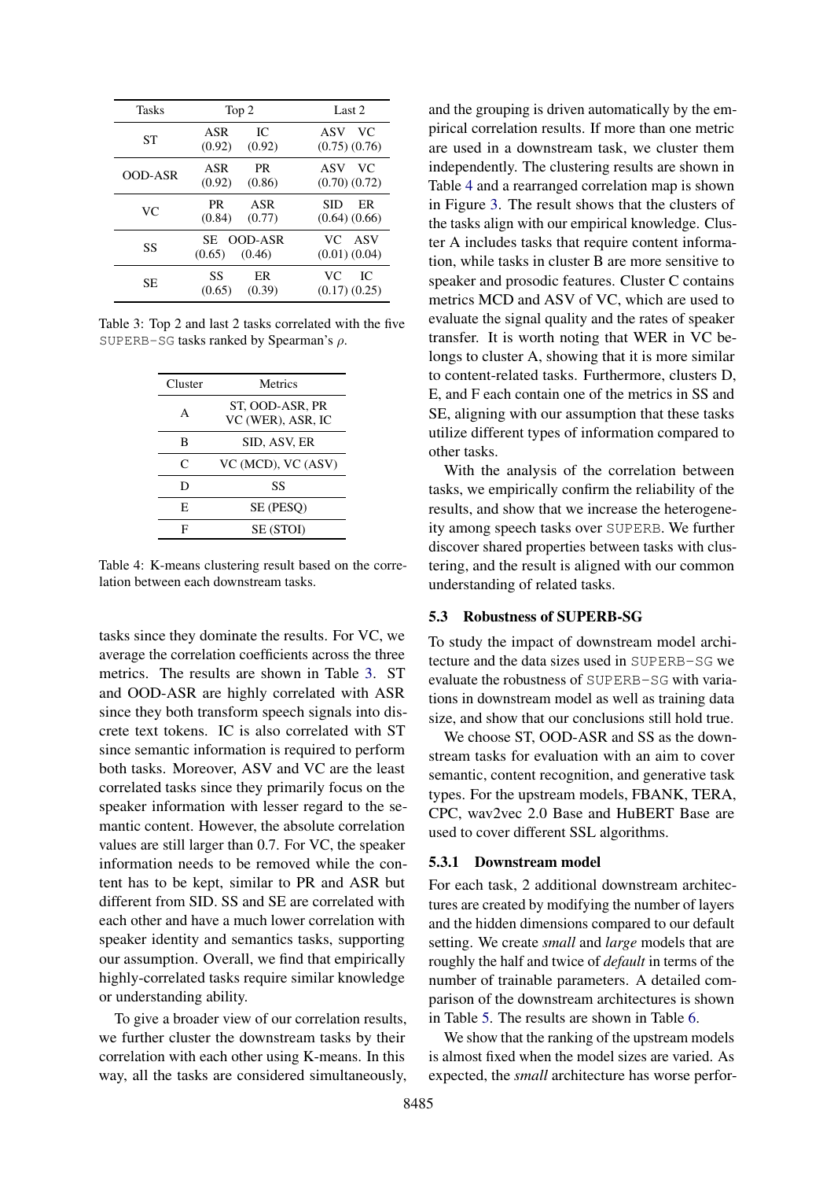| Tasks | Top 2 | | Last 2 | |
|---|---|---|---|---|
| ST | ASR (0.92) | IC (0.92) | ASV (0.75) | VC (0.76) |
| OOD-ASR | ASR (0.92) | PR (0.86) | ASV (0.70) | VC (0.72) |
| VC | PR (0.84) | ASR (0.77) | SID (0.64) | ER (0.66) |
| SS | SE (0.65) | OOD-ASR (0.46) | VC (0.01) | ASV (0.04) |
| SE | SS (0.65) | ER (0.39) | VC (0.17) | IC (0.25) |

Table 3: Top 2 and last 2 tasks correlated with the five SUPERB-SG tasks ranked by Spearman's $\rho$.

| Cluster | Metrics |
|---|---|
| A | ST, OOD-ASR, PR VC (WER), ASR, IC |
| B | SID, ASV, ER |
| C | VC (MCD), VC (ASV) |
| D | SS |
| E | SE (PESQ) |
| F | SE (STOI) |

Table 4: K-means clustering result based on the correlation between each downstream tasks.

tasks since they dominate the results. For VC, we average the correlation coefficients across the three metrics. The results are shown in Table 3. ST and OOD-ASR are highly correlated with ASR since they both transform speech signals into discrete text tokens. IC is also correlated with ST since semantic information is required to perform both tasks. Moreover, ASV and VC are the least correlated tasks since they primarily focus on the speaker information with lesser regard to the semantic content. However, the absolute correlation values are still larger than 0.7. For VC, the speaker information needs to be removed while the content has to be kept, similar to PR and ASR but different from SID. SS and SE are correlated with each other and have a much lower correlation with speaker identity and semantics tasks, supporting our assumption. Overall, we find that empirically highly-correlated tasks require similar knowledge or understanding ability.

To give a broader view of our correlation results, we further cluster the downstream tasks by their correlation with each other using K-means. In this way, all the tasks are considered simultaneously, and the grouping is driven automatically by the empirical correlation results. If more than one metric are used in a downstream task, we cluster them independently. The clustering results are shown in Table 4 and a rearranged correlation map is shown in Figure 3. The result shows that the clusters of the tasks align with our empirical knowledge. Cluster A includes tasks that require content information, while tasks in cluster B are more sensitive to speaker and prosodic features. Cluster C contains metrics MCD and ASV of VC, which are used to evaluate the signal quality and the rates of speaker transfer. It is worth noting that WER in VC belongs to cluster A, showing that it is more similar to content-related tasks. Furthermore, clusters D, E, and F each contain one of the metrics in SS and SE, aligning with our assumption that these tasks utilize different types of information compared to other tasks.

With the analysis of the correlation between tasks, we empirically confirm the reliability of the results, and show that we increase the heterogeneity among speech tasks over SUPERB. We further discover shared properties between tasks with clustering, and the result is aligned with our common understanding of related tasks.

### 5.3 Robustness of SUPERB-SG

To study the impact of downstream model architecture and the data sizes used in SUPERB-SG we evaluate the robustness of SUPERB-SG with variations in downstream model as well as training data size, and show that our conclusions still hold true.

We choose ST, OOD-ASR and SS as the downstream tasks for evaluation with an aim to cover semantic, content recognition, and generative task types. For the upstream models, FBANK, TERA, CPC, wav2vec 2.0 Base and HuBERT Base are used to cover different SSL algorithms.

#### 5.3.1 Downstream model

For each task, 2 additional downstream architectures are created by modifying the number of layers and the hidden dimensions compared to our default setting. We create *small* and *large* models that are roughly the half and twice of *default* in terms of the number of trainable parameters. A detailed comparison of the downstream architectures is shown in Table 5. The results are shown in Table 6.

We show that the ranking of the upstream models is almost fixed when the model sizes are varied. As expected, the *small* architecture has worse perfor-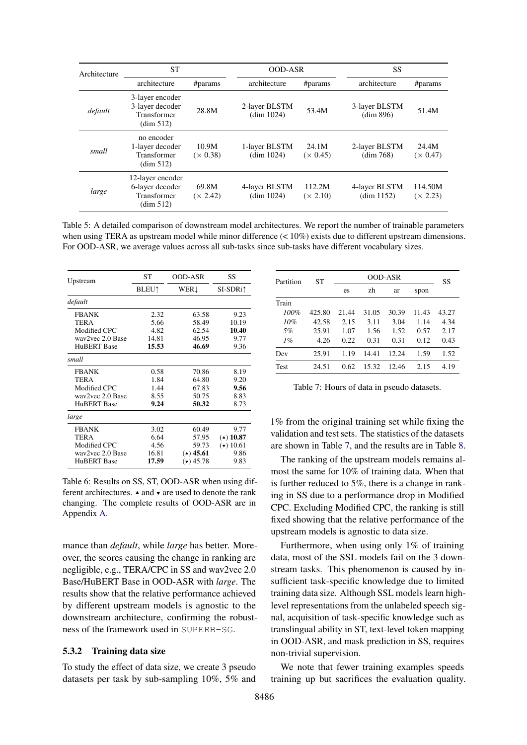| Architecture | ST | | OOD-ASR | | SS | |
|---|---|---|---|---|---|---|
| | architecture | #params | architecture | #params | architecture | #params |
| *default* | 3-layer encoder 3-layer decoder Transformer (dim 512) | 28.8M | 2-layer BLSTM (dim 1024) | 53.4M | 3-layer BLSTM (dim 896) | 51.4M |
| *small* | no encoder 1-layer decoder Transformer (dim 512) | 10.9M (× 0.38) | 1-layer BLSTM (dim 1024) | 24.1M (× 0.45) | 2-layer BLSTM (dim 768) | 24.4M (× 0.47) |
| *large* | 12-layer encoder 6-layer decoder Transformer (dim 512) | 69.8M (× 2.42) | 4-layer BLSTM (dim 1024) | 112.2M (× 2.10) | 4-layer BLSTM (dim 1152) | 114.50M (× 2.23) |

Table 5: A detailed comparison of downstream model architectures. We report the number of trainable parameters when using TERA as upstream model while minor difference (< 10%) exists due to different upstream dimensions. For OOD-ASR, we average values across all sub-tasks since sub-tasks have different vocabulary sizes.

| Upstream | ST | OOD-ASR | SS |
|---|---|---|---|
| | BLEU↑ | WER↓ | SI-SDRi↑ |
| *default* | | | |
| FBANK | 2.32 | 63.58 | 9.23 |
| TERA | 5.66 | 58.49 | 10.19 |
| Modified CPC | 4.82 | 62.54 | **10.40** |
| wav2vec 2.0 Base | 14.81 | 46.95 | 9.77 |
| HuBERT Base | **15.53** | **46.69** | 9.36 |
| *small* | | | |
| FBANK | 0.58 | 70.86 | 8.19 |
| TERA | 1.84 | 64.80 | 9.20 |
| Modified CPC | 1.44 | 67.83 | **9.56** |
| wav2vec 2.0 Base | 8.55 | 50.75 | 8.83 |
| HuBERT Base | **9.24** | **50.32** | 8.73 |
| *large* | | | |
| FBANK | 3.02 | 60.49 | 9.77 |
| TERA | 6.64 | 57.95 | (▴) **10.87** |
| Modified CPC | 4.56 | 59.73 | (▾) 10.61 |
| wav2vec 2.0 Base | 16.81 | (▴) **45.61** | 9.86 |
| HuBERT Base | **17.59** | (▾) 45.78 | 9.83 |

Table 6: Results on SS, ST, OOD-ASR when using different architectures. ▴ and ▾ are used to denote the rank changing. The complete results of OOD-ASR are in Appendix A.

mance than *default*, while *large* has better. Moreover, the scores causing the change in ranking are negligible, e.g., TERA/CPC in SS and wav2vec 2.0 Base/HuBERT Base in OOD-ASR with *large*. The results show that the relative performance achieved by different upstream models is agnostic to the downstream architecture, confirming the robustness of the framework used in SUPERB-SG.

### 5.3.2 Training data size

To study the effect of data size, we create 3 pseudo datasets per task by sub-sampling 10%, 5% and 1% from the original training set while fixing the validation and test sets. The statistics of the datasets are shown in Table 7, and the results are in Table 8.

| Partition | ST | OOD-ASR | | | | SS |
|---|---|---|---|---|---|---|
| | | es | zh | ar | spon | |
| Train | | | | | | |
| *100%* | 425.80 | 21.44 | 31.05 | 30.39 | 11.43 | 43.27 |
| *10%* | 42.58 | 2.15 | 3.11 | 3.04 | 1.14 | 4.34 |
| *5%* | 25.91 | 1.07 | 1.56 | 1.52 | 0.57 | 2.17 |
| *1%* | 4.26 | 0.22 | 0.31 | 0.31 | 0.12 | 0.43 |
| Dev | 25.91 | 1.19 | 14.41 | 12.24 | 1.59 | 1.52 |
| Test | 24.51 | 0.62 | 15.32 | 12.46 | 2.15 | 4.19 |

Table 7: Hours of data in pseudo datasets.

The ranking of the upstream models remains almost the same for 10% of training data. When that is further reduced to 5%, there is a change in ranking in SS due to a performance drop in Modified CPC. Excluding Modified CPC, the ranking is still fixed showing that the relative performance of the upstream models is agnostic to data size.

Furthermore, when using only 1% of training data, most of the SSL models fail on the 3 downstream tasks. This phenomenon is caused by insufficient task-specific knowledge due to limited training data size. Although SSL models learn high-level representations from the unlabeled speech signal, acquisition of task-specific knowledge such as translingual ability in ST, text-level token mapping in OOD-ASR, and mask prediction in SS, requires non-trivial supervision.

We note that fewer training examples speeds training up but sacrifices the evaluation quality.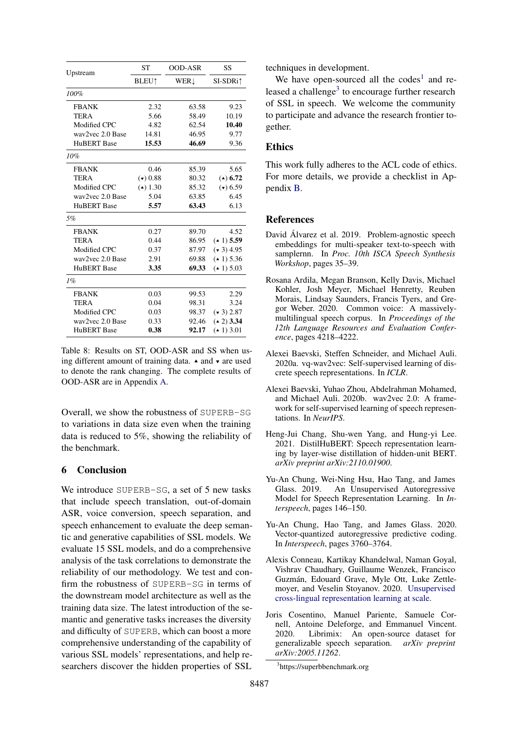| Upstream | ST | OOD-ASR | SS |
|---|---|---|---|
| | BLEU↑ | WER↓ | SI-SDRi↑ |
| *100%* | | | |
| FBANK | 2.32 | 63.58 | 9.23 |
| TERA | 5.66 | 58.49 | 10.19 |
| Modified CPC | 4.82 | 62.54 | **10.40** |
| wav2vec 2.0 Base | 14.81 | 46.95 | 9.77 |
| HuBERT Base | **15.53** | **46.69** | 9.36 |
| *10%* | | | |
| FBANK | 0.46 | 85.39 | 5.65 |
| TERA | (▾) 0.88 | 80.32 | (▴) **6.72** |
| Modified CPC | (▴) 1.30 | 85.32 | (▾) 6.59 |
| wav2vec 2.0 Base | 5.04 | 63.85 | 6.45 |
| HuBERT Base | **5.57** | **63.43** | 6.13 |
| *5%* | | | |
| FBANK | 0.27 | 89.70 | 4.52 |
| TERA | 0.44 | 86.95 | (▴ 1) **5.59** |
| Modified CPC | 0.37 | 87.97 | (▾ 3) 4.95 |
| wav2vec 2.0 Base | 2.91 | 69.88 | (▴ 1) 5.36 |
| HuBERT Base | **3.35** | **69.33** | (▴ 1) 5.03 |
| *1%* | | | |
| FBANK | 0.03 | 99.53 | 2.29 |
| TERA | 0.04 | 98.31 | 3.24 |
| Modified CPC | 0.03 | 98.37 | (▾ 3) 2.87 |
| wav2vec 2.0 Base | 0.33 | 92.46 | (▴ 2) **3.34** |
| HuBERT Base | **0.38** | **92.17** | (▴ 1) 3.01 |

Table 8: Results on ST, OOD-ASR and SS when using different amount of training data. ▴ and ▾ are used to denote the rank changing. The complete results of OOD-ASR are in Appendix A.

Overall, we show the robustness of SUPERB-SG to variations in data size even when the training data is reduced to 5%, showing the reliability of the benchmark.

## 6 Conclusion

We introduce SUPERB-SG, a set of 5 new tasks that include speech translation, out-of-domain ASR, voice conversion, speech separation, and speech enhancement to evaluate the deep semantic and generative capabilities of SSL models. We evaluate 15 SSL models, and do a comprehensive analysis of the task correlations to demonstrate the reliability of our methodology. We test and confirm the robustness of SUPERB-SG in terms of the downstream model architecture as well as the training data size. The latest introduction of the semantic and generative tasks increases the diversity and difficulty of SUPERB, which can boost a more comprehensive understanding of the capability of various SSL models' representations, and help researchers discover the hidden properties of SSL techniques in development.

We have open-sourced all the codes[1] and released a challenge[3] to encourage further research of SSL in speech. We welcome the community to participate and advance the research frontier together.

## Ethics

This work fully adheres to the ACL code of ethics. For more details, we provide a checklist in Appendix B.

## References

David Álvarez et al. 2019. Problem-agnostic speech embeddings for multi-speaker text-to-speech with samplernn. In *Proc. 10th ISCA Speech Synthesis Workshop*, pages 35–39.

Rosana Ardila, Megan Branson, Kelly Davis, Michael Kohler, Josh Meyer, Michael Henretty, Reuben Morais, Lindsay Saunders, Francis Tyers, and Gregor Weber. 2020. Common voice: A massively-multilingual speech corpus. In *Proceedings of the 12th Language Resources and Evaluation Conference*, pages 4218–4222.

Alexei Baevski, Steffen Schneider, and Michael Auli. 2020a. vq-wav2vec: Self-supervised learning of discrete speech representations. In *ICLR*.

Alexei Baevski, Yuhao Zhou, Abdelrahman Mohamed, and Michael Auli. 2020b. wav2vec 2.0: A framework for self-supervised learning of speech representations. In *NeurIPS*.

Heng-Jui Chang, Shu-wen Yang, and Hung-yi Lee. 2021. DistilHuBERT: Speech representation learning by layer-wise distillation of hidden-unit BERT. *arXiv preprint arXiv:2110.01900*.

Yu-An Chung, Wei-Ning Hsu, Hao Tang, and James Glass. 2019. An Unsupervised Autoregressive Model for Speech Representation Learning. In *Interspeech*, pages 146–150.

Yu-An Chung, Hao Tang, and James Glass. 2020. Vector-quantized autoregressive predictive coding. In *Interspeech*, pages 3760–3764.

Alexis Conneau, Kartikay Khandelwal, Naman Goyal, Vishrav Chaudhary, Guillaume Wenzek, Francisco Guzmán, Edouard Grave, Myle Ott, Luke Zettlemoyer, and Veselin Stoyanov. 2020. Unsupervised cross-lingual representation learning at scale.

Joris Cosentino, Manuel Pariente, Samuele Cornell, Antoine Deleforge, and Emmanuel Vincent. 2020. Librimix: An open-source dataset for generalizable speech separation. *arXiv preprint arXiv:2005.11262*.

[3]https://superbbenchmark.org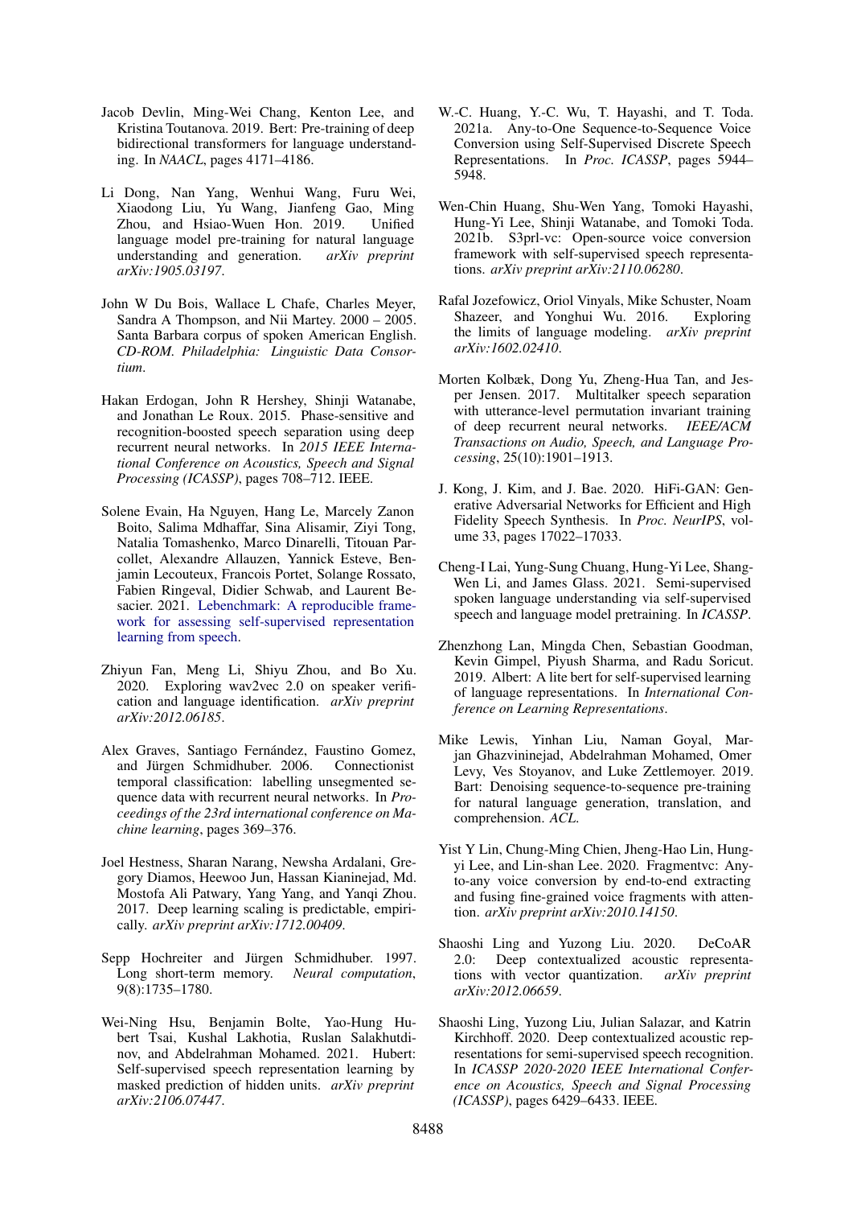Jacob Devlin, Ming-Wei Chang, Kenton Lee, and Kristina Toutanova. 2019. Bert: Pre-training of deep bidirectional transformers for language understanding. In *NAACL*, pages 4171–4186.

Li Dong, Nan Yang, Wenhui Wang, Furu Wei, Xiaodong Liu, Yu Wang, Jianfeng Gao, Ming Zhou, and Hsiao-Wuen Hon. 2019. Unified language model pre-training for natural language understanding and generation. *arXiv preprint arXiv:1905.03197*.

John W Du Bois, Wallace L Chafe, Charles Meyer, Sandra A Thompson, and Nii Martey. 2000 – 2005. Santa Barbara corpus of spoken American English. *CD-ROM. Philadelphia: Linguistic Data Consortium*.

Hakan Erdogan, John R Hershey, Shinji Watanabe, and Jonathan Le Roux. 2015. Phase-sensitive and recognition-boosted speech separation using deep recurrent neural networks. In *2015 IEEE International Conference on Acoustics, Speech and Signal Processing (ICASSP)*, pages 708–712. IEEE.

Solene Evain, Ha Nguyen, Hang Le, Marcely Zanon Boito, Salima Mdhaffar, Sina Alisamir, Ziyi Tong, Natalia Tomashenko, Marco Dinarelli, Titouan Parcollet, Alexandre Allauzen, Yannick Esteve, Benjamin Lecouteux, Francois Portet, Solange Rossato, Fabien Ringeval, Didier Schwab, and Laurent Besacier. 2021. Lebenchmark: A reproducible framework for assessing self-supervised representation learning from speech.

Zhiyun Fan, Meng Li, Shiyu Zhou, and Bo Xu. 2020. Exploring wav2vec 2.0 on speaker verification and language identification. *arXiv preprint arXiv:2012.06185*.

Alex Graves, Santiago Fernández, Faustino Gomez, and Jürgen Schmidhuber. 2006. Connectionist temporal classification: labelling unsegmented sequence data with recurrent neural networks. In *Proceedings of the 23rd international conference on Machine learning*, pages 369–376.

Joel Hestness, Sharan Narang, Newsha Ardalani, Gregory Diamos, Heewoo Jun, Hassan Kianinejad, Md. Mostofa Ali Patwary, Yang Yang, and Yanqi Zhou. 2017. Deep learning scaling is predictable, empirically. *arXiv preprint arXiv:1712.00409*.

Sepp Hochreiter and Jürgen Schmidhuber. 1997. Long short-term memory. *Neural computation*, 9(8):1735–1780.

Wei-Ning Hsu, Benjamin Bolte, Yao-Hung Hubert Tsai, Kushal Lakhotia, Ruslan Salakhutdinov, and Abdelrahman Mohamed. 2021. Hubert: Self-supervised speech representation learning by masked prediction of hidden units. *arXiv preprint arXiv:2106.07447*.

W.-C. Huang, Y.-C. Wu, T. Hayashi, and T. Toda. 2021a. Any-to-One Sequence-to-Sequence Voice Conversion using Self-Supervised Discrete Speech Representations. In *Proc. ICASSP*, pages 5944–5948.

Wen-Chin Huang, Shu-Wen Yang, Tomoki Hayashi, Hung-Yi Lee, Shinji Watanabe, and Tomoki Toda. 2021b. S3prl-vc: Open-source voice conversion framework with self-supervised speech representations. *arXiv preprint arXiv:2110.06280*.

Rafal Jozefowicz, Oriol Vinyals, Mike Schuster, Noam Shazeer, and Yonghui Wu. 2016. Exploring the limits of language modeling. *arXiv preprint arXiv:1602.02410*.

Morten Kolbæk, Dong Yu, Zheng-Hua Tan, and Jesper Jensen. 2017. Multitalker speech separation with utterance-level permutation invariant training of deep recurrent neural networks. *IEEE/ACM Transactions on Audio, Speech, and Language Processing*, 25(10):1901–1913.

J. Kong, J. Kim, and J. Bae. 2020. HiFi-GAN: Generative Adversarial Networks for Efficient and High Fidelity Speech Synthesis. In *Proc. NeurIPS*, volume 33, pages 17022–17033.

Cheng-I Lai, Yung-Sung Chuang, Hung-Yi Lee, Shang-Wen Li, and James Glass. 2021. Semi-supervised spoken language understanding via self-supervised speech and language model pretraining. In *ICASSP*.

Zhenzhong Lan, Mingda Chen, Sebastian Goodman, Kevin Gimpel, Piyush Sharma, and Radu Soricut. 2019. Albert: A lite bert for self-supervised learning of language representations. In *International Conference on Learning Representations*.

Mike Lewis, Yinhan Liu, Naman Goyal, Marjan Ghazvininejad, Abdelrahman Mohamed, Omer Levy, Ves Stoyanov, and Luke Zettlemoyer. 2019. Bart: Denoising sequence-to-sequence pre-training for natural language generation, translation, and comprehension. *ACL*.

Yist Y Lin, Chung-Ming Chien, Jheng-Hao Lin, Hung-yi Lee, and Lin-shan Lee. 2020. Fragmentvc: Any-to-any voice conversion by end-to-end extracting and fusing fine-grained voice fragments with attention. *arXiv preprint arXiv:2010.14150*.

Shaoshi Ling and Yuzong Liu. 2020. DeCoAR 2.0: Deep contextualized acoustic representations with vector quantization. *arXiv preprint arXiv:2012.06659*.

Shaoshi Ling, Yuzong Liu, Julian Salazar, and Katrin Kirchhoff. 2020. Deep contextualized acoustic representations for semi-supervised speech recognition. In *ICASSP 2020-2020 IEEE International Conference on Acoustics, Speech and Signal Processing (ICASSP)*, pages 6429–6433. IEEE.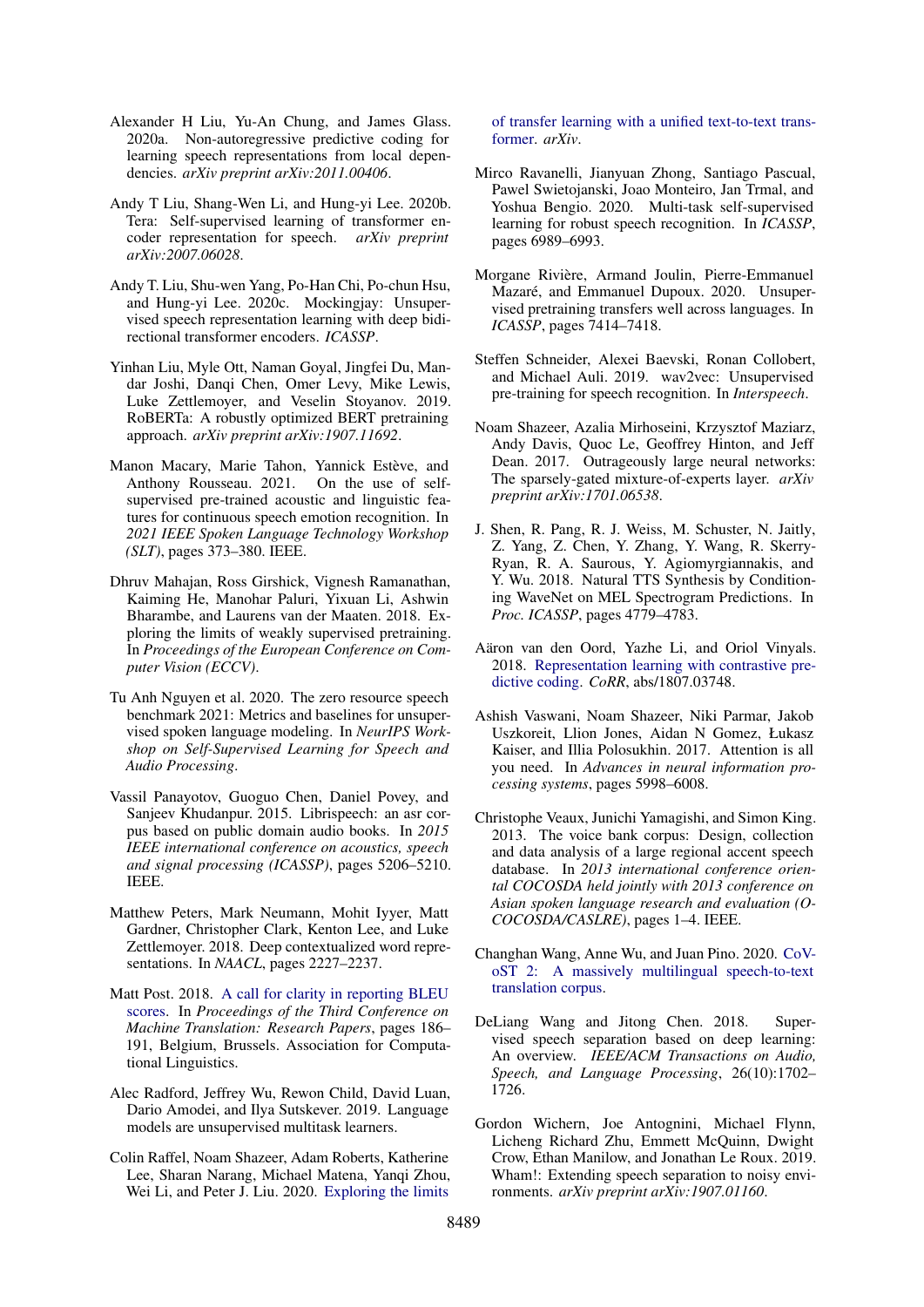Alexander H Liu, Yu-An Chung, and James Glass. 2020a. Non-autoregressive predictive coding for learning speech representations from local dependencies. *arXiv preprint arXiv:2011.00406*.

Andy T Liu, Shang-Wen Li, and Hung-yi Lee. 2020b. Tera: Self-supervised learning of transformer encoder representation for speech. *arXiv preprint arXiv:2007.06028*.

Andy T. Liu, Shu-wen Yang, Po-Han Chi, Po-chun Hsu, and Hung-yi Lee. 2020c. Mockingjay: Unsupervised speech representation learning with deep bidirectional transformer encoders. *ICASSP*.

Yinhan Liu, Myle Ott, Naman Goyal, Jingfei Du, Mandar Joshi, Danqi Chen, Omer Levy, Mike Lewis, Luke Zettlemoyer, and Veselin Stoyanov. 2019. RoBERTa: A robustly optimized BERT pretraining approach. *arXiv preprint arXiv:1907.11692*.

Manon Macary, Marie Tahon, Yannick Estève, and Anthony Rousseau. 2021. On the use of self-supervised pre-trained acoustic and linguistic features for continuous speech emotion recognition. In *2021 IEEE Spoken Language Technology Workshop (SLT)*, pages 373–380. IEEE.

Dhruv Mahajan, Ross Girshick, Vignesh Ramanathan, Kaiming He, Manohar Paluri, Yixuan Li, Ashwin Bharambe, and Laurens van der Maaten. 2018. Exploring the limits of weakly supervised pretraining. In *Proceedings of the European Conference on Computer Vision (ECCV)*.

Tu Anh Nguyen et al. 2020. The zero resource speech benchmark 2021: Metrics and baselines for unsupervised spoken language modeling. In *NeurIPS Workshop on Self-Supervised Learning for Speech and Audio Processing*.

Vassil Panayotov, Guoguo Chen, Daniel Povey, and Sanjeev Khudanpur. 2015. Librispeech: an asr corpus based on public domain audio books. In *2015 IEEE international conference on acoustics, speech and signal processing (ICASSP)*, pages 5206–5210. IEEE.

Matthew Peters, Mark Neumann, Mohit Iyyer, Matt Gardner, Christopher Clark, Kenton Lee, and Luke Zettlemoyer. 2018. Deep contextualized word representations. In *NAACL*, pages 2227–2237.

Matt Post. 2018. A call for clarity in reporting BLEU scores. In *Proceedings of the Third Conference on Machine Translation: Research Papers*, pages 186–191, Belgium, Brussels. Association for Computational Linguistics.

Alec Radford, Jeffrey Wu, Rewon Child, David Luan, Dario Amodei, and Ilya Sutskever. 2019. Language models are unsupervised multitask learners.

Colin Raffel, Noam Shazeer, Adam Roberts, Katherine Lee, Sharan Narang, Michael Matena, Yanqi Zhou, Wei Li, and Peter J. Liu. 2020. Exploring the limits of transfer learning with a unified text-to-text transformer. *arXiv*.

Mirco Ravanelli, Jianyuan Zhong, Santiago Pascual, Pawel Swietojanski, Joao Monteiro, Jan Trmal, and Yoshua Bengio. 2020. Multi-task self-supervised learning for robust speech recognition. In *ICASSP*, pages 6989–6993.

Morgane Rivière, Armand Joulin, Pierre-Emmanuel Mazaré, and Emmanuel Dupoux. 2020. Unsupervised pretraining transfers well across languages. In *ICASSP*, pages 7414–7418.

Steffen Schneider, Alexei Baevski, Ronan Collobert, and Michael Auli. 2019. wav2vec: Unsupervised pre-training for speech recognition. In *Interspeech*.

Noam Shazeer, Azalia Mirhoseini, Krzysztof Maziarz, Andy Davis, Quoc Le, Geoffrey Hinton, and Jeff Dean. 2017. Outrageously large neural networks: The sparsely-gated mixture-of-experts layer. *arXiv preprint arXiv:1701.06538*.

J. Shen, R. Pang, R. J. Weiss, M. Schuster, N. Jaitly, Z. Yang, Z. Chen, Y. Zhang, Y. Wang, R. Skerry-Ryan, R. A. Saurous, Y. Agiomyrgiannakis, and Y. Wu. 2018. Natural TTS Synthesis by Conditioning WaveNet on MEL Spectrogram Predictions. In *Proc. ICASSP*, pages 4779–4783.

Aäron van den Oord, Yazhe Li, and Oriol Vinyals. 2018. Representation learning with contrastive predictive coding. *CoRR*, abs/1807.03748.

Ashish Vaswani, Noam Shazeer, Niki Parmar, Jakob Uszkoreit, Llion Jones, Aidan N Gomez, Łukasz Kaiser, and Illia Polosukhin. 2017. Attention is all you need. In *Advances in neural information processing systems*, pages 5998–6008.

Christophe Veaux, Junichi Yamagishi, and Simon King. 2013. The voice bank corpus: Design, collection and data analysis of a large regional accent speech database. In *2013 international conference oriental COCOSDA held jointly with 2013 conference on Asian spoken language research and evaluation (O-COCOSDA/CASLRE)*, pages 1–4. IEEE.

Changhan Wang, Anne Wu, and Juan Pino. 2020. CoVoST 2: A massively multilingual speech-to-text translation corpus.

DeLiang Wang and Jitong Chen. 2018. Supervised speech separation based on deep learning: An overview. *IEEE/ACM Transactions on Audio, Speech, and Language Processing*, 26(10):1702–1726.

Gordon Wichern, Joe Antognini, Michael Flynn, Licheng Richard Zhu, Emmett McQuinn, Dwight Crow, Ethan Manilow, and Jonathan Le Roux. 2019. Wham!: Extending speech separation to noisy environments. *arXiv preprint arXiv:1907.01160*.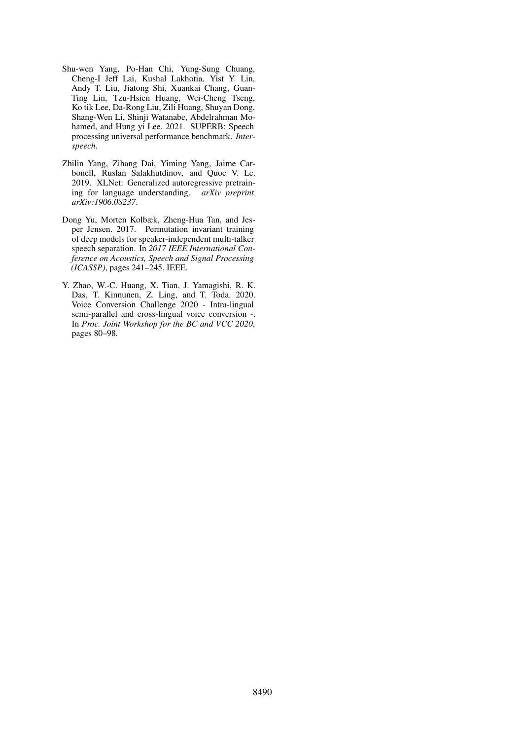Shu-wen Yang, Po-Han Chi, Yung-Sung Chuang, Cheng-I Jeff Lai, Kushal Lakhotia, Yist Y. Lin, Andy T. Liu, Jiatong Shi, Xuankai Chang, Guan-Ting Lin, Tzu-Hsien Huang, Wei-Cheng Tseng, Ko tik Lee, Da-Rong Liu, Zili Huang, Shuyan Dong, Shang-Wen Li, Shinji Watanabe, Abdelrahman Mohamed, and Hung yi Lee. 2021. SUPERB: Speech processing universal performance benchmark. *Interspeech*.

Zhilin Yang, Zihang Dai, Yiming Yang, Jaime Carbonell, Ruslan Salakhutdinov, and Quoc V. Le. 2019. XLNet: Generalized autoregressive pretraining for language understanding. *arXiv preprint arXiv:1906.08237*.

Dong Yu, Morten Kolbæk, Zheng-Hua Tan, and Jesper Jensen. 2017. Permutation invariant training of deep models for speaker-independent multi-talker speech separation. In *2017 IEEE International Conference on Acoustics, Speech and Signal Processing (ICASSP)*, pages 241–245. IEEE.

Y. Zhao, W.-C. Huang, X. Tian, J. Yamagishi, R. K. Das, T. Kinnunen, Z. Ling, and T. Toda. 2020. Voice Conversion Challenge 2020 - Intra-lingual semi-parallel and cross-lingual voice conversion -. In *Proc. Joint Workshop for the BC and VCC 2020*, pages 80–98.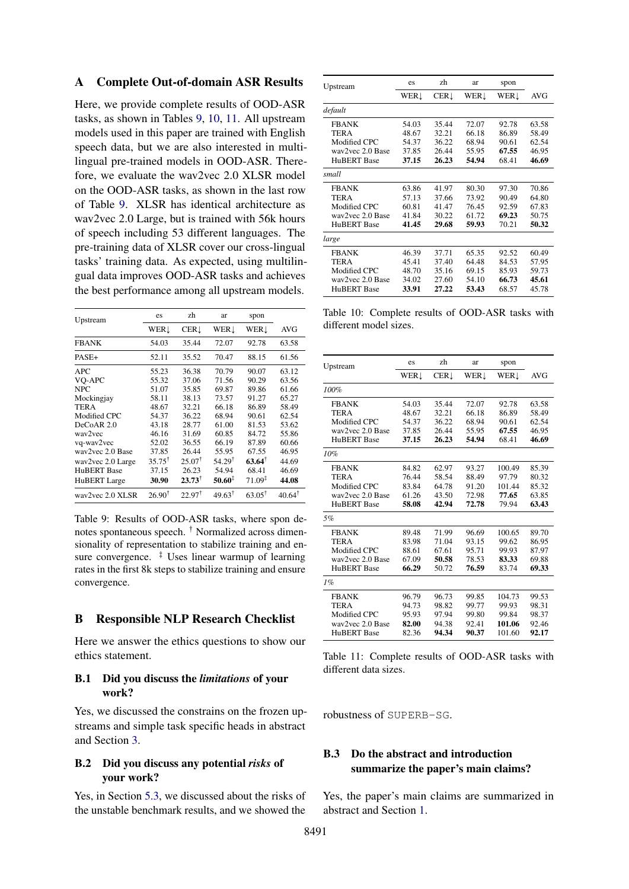## A Complete Out-of-domain ASR Results

Here, we provide complete results of OOD-ASR tasks, as shown in Tables 9, 10, 11. All upstream models used in this paper are trained with English speech data, but we are also interested in multilingual pre-trained models in OOD-ASR. Therefore, we evaluate the wav2vec 2.0 XLSR model on the OOD-ASR tasks, as shown in the last row of Table 9. XLSR has identical architecture as wav2vec 2.0 Large, but is trained with 56k hours of speech including 53 different languages. The pre-training data of XLSR cover our cross-lingual tasks' training data. As expected, using multilingual data improves OOD-ASR tasks and achieves the best performance among all upstream models.

| Upstream | es | zh | ar | spon | AVG |
|---|---|---|---|---|---|
| | WER↓ | CER↓ | WER↓ | WER↓ | |
| FBANK | 54.03 | 35.44 | 72.07 | 92.78 | 63.58 |
| PASE+ | 52.11 | 35.52 | 70.47 | 88.15 | 61.56 |
| APC | 55.23 | 36.38 | 70.79 | 90.07 | 63.12 |
| VQ-APC | 55.32 | 37.06 | 71.56 | 90.29 | 63.56 |
| NPC | 51.07 | 35.85 | 69.87 | 89.86 | 61.66 |
| Mockingjay | 58.11 | 38.13 | 73.57 | 91.27 | 65.27 |
| TERA | 48.67 | 32.21 | 66.18 | 86.89 | 58.49 |
| Modified CPC | 54.37 | 36.22 | 68.94 | 90.61 | 62.54 |
| DeCoAR 2.0 | 43.18 | 28.77 | 61.00 | 81.53 | 53.62 |
| wav2vec | 46.16 | 31.69 | 60.85 | 84.72 | 55.86 |
| vq-wav2vec | 52.02 | 36.55 | 66.19 | 87.89 | 60.66 |
| wav2vec 2.0 Base | 37.85 | 26.44 | 55.95 | 67.55 | 46.95 |
| wav2vec 2.0 Large | 35.75[†] | 25.07[†] | 54.29[†] | **63.64**[†] | 44.69 |
| HuBERT Base | 37.15 | 26.23 | 54.94 | 68.41 | 46.69 |
| HuBERT Large | **30.90** | **23.73**[†] | **50.60**[‡] | 71.09[‡] | **44.08** |
| wav2vec 2.0 XLSR | 26.90[†] | 22.97[†] | 49.63[†] | 63.05[†] | 40.64[†] |

Table 9: Results of OOD-ASR tasks, where spon denotes spontaneous speech. [†] Normalized across dimensionality of representation to stabilize training and ensure convergence. [‡] Uses linear warmup of learning rates in the first 8k steps to stabilize training and ensure convergence.

| Upstream | es | zh | ar | spon | AVG |
|---|---|---|---|---|---|
| | WER↓ | CER↓ | WER↓ | WER↓ | |
| *default* | | | | | |
| FBANK | 54.03 | 35.44 | 72.07 | 92.78 | 63.58 |
| TERA | 48.67 | 32.21 | 66.18 | 86.89 | 58.49 |
| Modified CPC | 54.37 | 36.22 | 68.94 | 90.61 | 62.54 |
| wav2vec 2.0 Base | 37.85 | 26.44 | 55.95 | **67.55** | 46.95 |
| HuBERT Base | **37.15** | **26.23** | **54.94** | 68.41 | **46.69** |
| *small* | | | | | |
| FBANK | 63.86 | 41.97 | 80.30 | 97.30 | 70.86 |
| TERA | 57.13 | 37.66 | 73.92 | 90.49 | 64.80 |
| Modified CPC | 60.81 | 41.47 | 76.45 | 92.59 | 67.83 |
| wav2vec 2.0 Base | 41.84 | 30.22 | 61.72 | **69.23** | 50.75 |
| HuBERT Base | **41.45** | **29.68** | **59.93** | 70.21 | **50.32** |
| *large* | | | | | |
| FBANK | 46.39 | 37.71 | 65.35 | 92.52 | 60.49 |
| TERA | 45.41 | 37.40 | 64.48 | 84.53 | 57.95 |
| Modified CPC | 48.70 | 35.16 | 69.15 | 85.93 | 59.73 |
| wav2vec 2.0 Base | 34.02 | 27.60 | 54.10 | **66.73** | **45.61** |
| HuBERT Base | **33.91** | **27.22** | **53.43** | 68.57 | 45.78 |

Table 10: Complete results of OOD-ASR tasks with different model sizes.

| Upstream | es | zh | ar | spon | AVG |
|---|---|---|---|---|---|
| | WER↓ | CER↓ | WER↓ | WER↓ | |
| *100%* | | | | | |
| FBANK | 54.03 | 35.44 | 72.07 | 92.78 | 63.58 |
| TERA | 48.67 | 32.21 | 66.18 | 86.89 | 58.49 |
| Modified CPC | 54.37 | 36.22 | 68.94 | 90.61 | 62.54 |
| wav2vec 2.0 Base | 37.85 | 26.44 | 55.95 | **67.55** | 46.95 |
| HuBERT Base | **37.15** | **26.23** | **54.94** | 68.41 | **46.69** |
| *10%* | | | | | |
| FBANK | 84.82 | 62.97 | 93.27 | 100.49 | 85.39 |
| TERA | 76.44 | 58.54 | 88.49 | 97.79 | 80.32 |
| Modified CPC | 83.84 | 64.78 | 91.20 | 101.44 | 85.32 |
| wav2vec 2.0 Base | 61.26 | 43.50 | 72.98 | **77.65** | 63.85 |
| HuBERT Base | **58.08** | **42.94** | **72.78** | 79.94 | **63.43** |
| *5%* | | | | | |
| FBANK | 89.48 | 71.99 | 96.69 | 100.65 | 89.70 |
| TERA | 83.98 | 71.04 | 93.15 | 99.62 | 86.95 |
| Modified CPC | 88.61 | 67.61 | 95.71 | 99.93 | 87.97 |
| wav2vec 2.0 Base | 67.09 | **50.58** | 78.53 | **83.33** | 69.88 |
| HuBERT Base | **66.29** | 50.72 | **76.59** | 83.74 | **69.33** |
| *1%* | | | | | |
| FBANK | 96.79 | 96.73 | 99.85 | 104.73 | 99.53 |
| TERA | 94.73 | 98.82 | 99.77 | 99.93 | 98.31 |
| Modified CPC | 95.93 | 97.94 | 99.80 | 99.84 | 98.37 |
| wav2vec 2.0 Base | **82.00** | 94.38 | 92.41 | **101.06** | 92.46 |
| HuBERT Base | 82.36 | **94.34** | **90.37** | 101.60 | **92.17** |

Table 11: Complete results of OOD-ASR tasks with different data sizes.

## B Responsible NLP Research Checklist

Here we answer the ethics questions to show our ethics statement.

### B.1 Did you discuss the *limitations* of your work?

Yes, we discussed the constrains on the frozen upstreams and simple task specific heads in abstract and Section 3.

### B.2 Did you discuss any potential *risks* of your work?

Yes, in Section 5.3, we discussed about the risks of the unstable benchmark results, and we showed the robustness of SUPERB-SG.

### B.3 Do the abstract and introduction summarize the paper's main claims?

Yes, the paper's main claims are summarized in abstract and Section 1.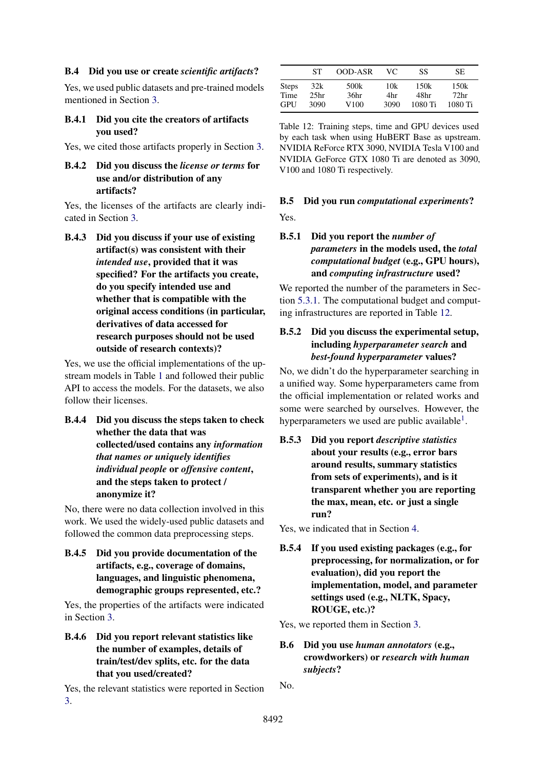### B.4 Did you use or create *scientific artifacts*?

Yes, we used public datasets and pre-trained models mentioned in Section 3.

#### B.4.1 Did you cite the creators of artifacts you used?

Yes, we cited those artifacts properly in Section 3.

#### B.4.2 Did you discuss the *license or terms* for use and/or distribution of any artifacts?

Yes, the licenses of the artifacts are clearly indicated in Section 3.

#### B.4.3 Did you discuss if your use of existing artifact(s) was consistent with their *intended use*, provided that it was specified? For the artifacts you create, do you specify intended use and whether that is compatible with the original access conditions (in particular, derivatives of data accessed for research purposes should not be used outside of research contexts)?

Yes, we use the official implementations of the upstream models in Table 1 and followed their public API to access the models. For the datasets, we also follow their licenses.

#### B.4.4 Did you discuss the steps taken to check whether the data that was collected/used contains any *information that names or uniquely identifies individual people* or *offensive content*, and the steps taken to protect / anonymize it?

No, there were no data collection involved in this work. We used the widely-used public datasets and followed the common data preprocessing steps.

#### B.4.5 Did you provide documentation of the artifacts, e.g., coverage of domains, languages, and linguistic phenomena, demographic groups represented, etc.?

Yes, the properties of the artifacts were indicated in Section 3.

#### B.4.6 Did you report relevant statistics like the number of examples, details of train/test/dev splits, etc. for the data that you used/created?

Yes, the relevant statistics were reported in Section 3.

| | ST | OOD-ASR | VC | SS | SE |
|---|---|---|---|---|---|
| Steps | 32k | 500k | 10k | 150k | 150k |
| Time | 25hr | 36hr | 4hr | 48hr | 72hr |
| GPU | 3090 | V100 | 3090 | 1080 Ti | 1080 Ti |

Table 12: Training steps, time and GPU devices used by each task when using HuBERT Base as upstream. NVIDIA ReForce RTX 3090, NVIDIA Tesla V100 and NVIDIA GeForce GTX 1080 Ti are denoted as 3090, V100 and 1080 Ti respectively.

### B.5 Did you run *computational experiments*?

Yes.

#### B.5.1 Did you report the *number of parameters* in the models used, the *total computational budget* (e.g., GPU hours), and *computing infrastructure* used?

We reported the number of the parameters in Section 5.3.1. The computational budget and computing infrastructures are reported in Table 12.

#### B.5.2 Did you discuss the experimental setup, including *hyperparameter search* and *best-found hyperparameter* values?

No, we didn't do the hyperparameter searching in a unified way. Some hyperparameters came from the official implementation or related works and some were searched by ourselves. However, the hyperparameters we used are public available[1].

#### B.5.3 Did you report *descriptive statistics* about your results (e.g., error bars around results, summary statistics from sets of experiments), and is it transparent whether you are reporting the max, mean, etc. or just a single run?

Yes, we indicated that in Section 4.

#### B.5.4 If you used existing packages (e.g., for preprocessing, for normalization, or for evaluation), did you report the implementation, model, and parameter settings used (e.g., NLTK, Spacy, ROUGE, etc.)?

Yes, we reported them in Section 3.

### B.6 Did you use *human annotators* (e.g., crowdworkers) or *research with human subjects*?

No.